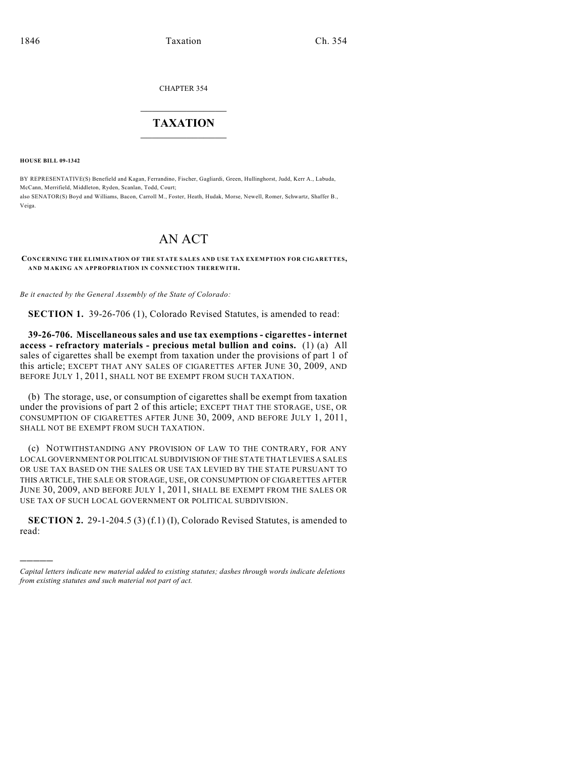CHAPTER 354

# TAXATION

**HOUSE BILL 09-1342**

BY REPRESENTATIVE(S) Benefield and Kagan, Ferrandino, Fischer, Gagliardi, Green, Hullinghorst, Judd, Kerr A., Labuda, McCann, Merrifield, Middleton, Ryden, Scanlan, Todd, Court;
also SENATOR(S) Boyd and Williams, Bacon, Carroll M., Foster, Heath, Hudak, Morse, Newell, Romer, Schwartz, Shaffer B., Veiga.

# AN ACT

**CONCERNING THE ELIMINATION OF THE STATE SALES AND USE TAX EXEMPTION FOR CIGARETTES, AND MAKING AN APPROPRIATION IN CONNECTION THEREWITH.**

*Be it enacted by the General Assembly of the State of Colorado:*

**SECTION 1.** 39-26-706 (1), Colorado Revised Statutes, is amended to read:

**39-26-706. Miscellaneous sales and use tax exemptions - cigarettes - internet access - refractory materials - precious metal bullion and coins.** (1) (a) All sales of cigarettes shall be exempt from taxation under the provisions of part 1 of this article; EXCEPT THAT ANY SALES OF CIGARETTES AFTER JUNE 30, 2009, AND BEFORE JULY 1, 2011, SHALL NOT BE EXEMPT FROM SUCH TAXATION.

(b) The storage, use, or consumption of cigarettes shall be exempt from taxation under the provisions of part 2 of this article; EXCEPT THAT THE STORAGE, USE, OR CONSUMPTION OF CIGARETTES AFTER JUNE 30, 2009, AND BEFORE JULY 1, 2011, SHALL NOT BE EXEMPT FROM SUCH TAXATION.

(c) NOTWITHSTANDING ANY PROVISION OF LAW TO THE CONTRARY, FOR ANY LOCAL GOVERNMENT OR POLITICAL SUBDIVISION OF THE STATE THAT LEVIES A SALES OR USE TAX BASED ON THE SALES OR USE TAX LEVIED BY THE STATE PURSUANT TO THIS ARTICLE, THE SALE OR STORAGE, USE, OR CONSUMPTION OF CIGARETTES AFTER JUNE 30, 2009, AND BEFORE JULY 1, 2011, SHALL BE EXEMPT FROM THE SALES OR USE TAX OF SUCH LOCAL GOVERNMENT OR POLITICAL SUBDIVISION.

**SECTION 2.** 29-1-204.5 (3) (f.1) (I), Colorado Revised Statutes, is amended to read:

---

*Capital letters indicate new material added to existing statutes; dashes through words indicate deletions from existing statutes and such material not part of act.*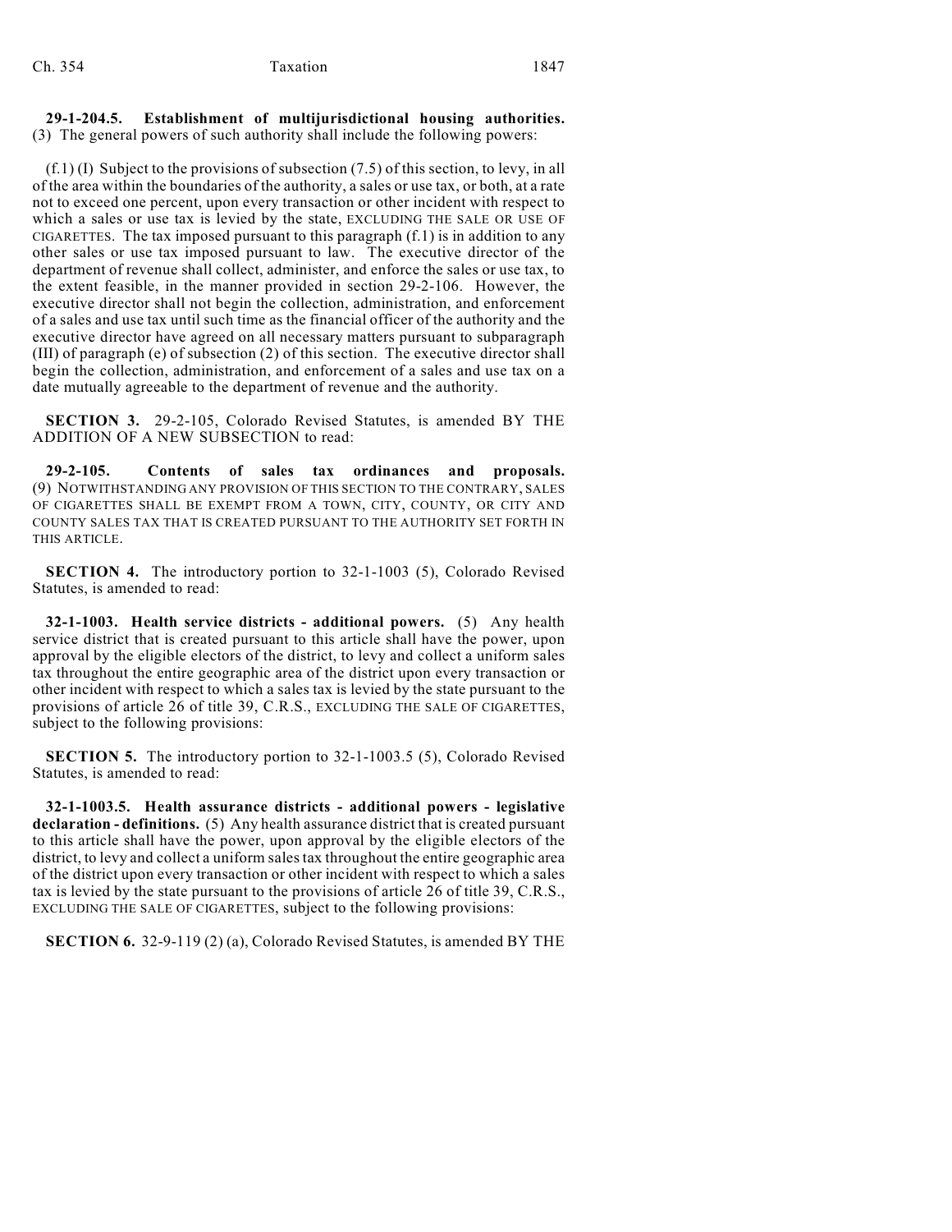**29-1-204.5. Establishment of multijurisdictional housing authorities.** (3) The general powers of such authority shall include the following powers:

(f.1) (I) Subject to the provisions of subsection (7.5) of this section, to levy, in all of the area within the boundaries of the authority, a sales or use tax, or both, at a rate not to exceed one percent, upon every transaction or other incident with respect to which a sales or use tax is levied by the state, EXCLUDING THE SALE OR USE OF CIGARETTES. The tax imposed pursuant to this paragraph (f.1) is in addition to any other sales or use tax imposed pursuant to law. The executive director of the department of revenue shall collect, administer, and enforce the sales or use tax, to the extent feasible, in the manner provided in section 29-2-106. However, the executive director shall not begin the collection, administration, and enforcement of a sales and use tax until such time as the financial officer of the authority and the executive director have agreed on all necessary matters pursuant to subparagraph (III) of paragraph (e) of subsection (2) of this section. The executive director shall begin the collection, administration, and enforcement of a sales and use tax on a date mutually agreeable to the department of revenue and the authority.

**SECTION 3.** 29-2-105, Colorado Revised Statutes, is amended BY THE ADDITION OF A NEW SUBSECTION to read:

**29-2-105. Contents of sales tax ordinances and proposals.** (9) NOTWITHSTANDING ANY PROVISION OF THIS SECTION TO THE CONTRARY, SALES OF CIGARETTES SHALL BE EXEMPT FROM A TOWN, CITY, COUNTY, OR CITY AND COUNTY SALES TAX THAT IS CREATED PURSUANT TO THE AUTHORITY SET FORTH IN THIS ARTICLE.

**SECTION 4.** The introductory portion to 32-1-1003 (5), Colorado Revised Statutes, is amended to read:

**32-1-1003. Health service districts - additional powers.** (5) Any health service district that is created pursuant to this article shall have the power, upon approval by the eligible electors of the district, to levy and collect a uniform sales tax throughout the entire geographic area of the district upon every transaction or other incident with respect to which a sales tax is levied by the state pursuant to the provisions of article 26 of title 39, C.R.S., EXCLUDING THE SALE OF CIGARETTES, subject to the following provisions:

**SECTION 5.** The introductory portion to 32-1-1003.5 (5), Colorado Revised Statutes, is amended to read:

**32-1-1003.5. Health assurance districts - additional powers - legislative declaration - definitions.** (5) Any health assurance district that is created pursuant to this article shall have the power, upon approval by the eligible electors of the district, to levy and collect a uniform sales tax throughout the entire geographic area of the district upon every transaction or other incident with respect to which a sales tax is levied by the state pursuant to the provisions of article 26 of title 39, C.R.S., EXCLUDING THE SALE OF CIGARETTES, subject to the following provisions:

**SECTION 6.** 32-9-119 (2) (a), Colorado Revised Statutes, is amended BY THE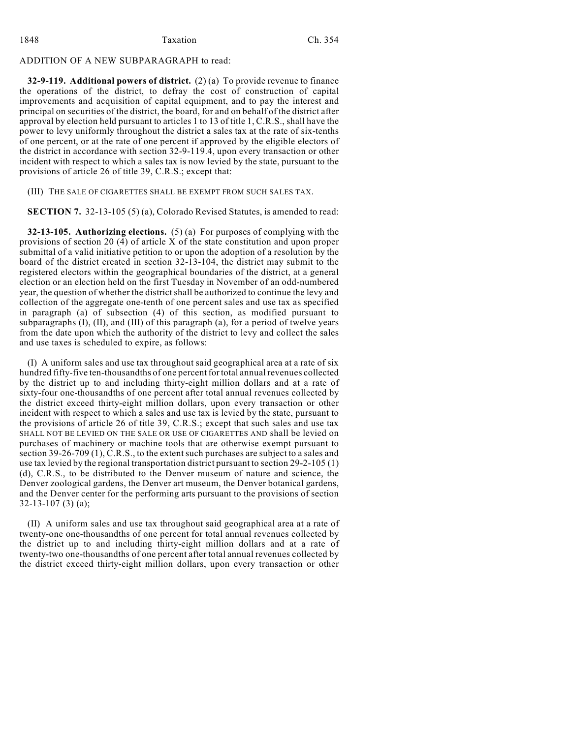ADDITION OF A NEW SUBPARAGRAPH to read:

**32-9-119. Additional powers of district.** (2) (a) To provide revenue to finance the operations of the district, to defray the cost of construction of capital improvements and acquisition of capital equipment, and to pay the interest and principal on securities of the district, the board, for and on behalf of the district after approval by election held pursuant to articles 1 to 13 of title 1, C.R.S., shall have the power to levy uniformly throughout the district a sales tax at the rate of six-tenths of one percent, or at the rate of one percent if approved by the eligible electors of the district in accordance with section 32-9-119.4, upon every transaction or other incident with respect to which a sales tax is now levied by the state, pursuant to the provisions of article 26 of title 39, C.R.S.; except that:

(III) THE SALE OF CIGARETTES SHALL BE EXEMPT FROM SUCH SALES TAX.

**SECTION 7.** 32-13-105 (5) (a), Colorado Revised Statutes, is amended to read:

**32-13-105. Authorizing elections.** (5) (a) For purposes of complying with the provisions of section 20 (4) of article X of the state constitution and upon proper submittal of a valid initiative petition to or upon the adoption of a resolution by the board of the district created in section 32-13-104, the district may submit to the registered electors within the geographical boundaries of the district, at a general election or an election held on the first Tuesday in November of an odd-numbered year, the question of whether the district shall be authorized to continue the levy and collection of the aggregate one-tenth of one percent sales and use tax as specified in paragraph (a) of subsection (4) of this section, as modified pursuant to subparagraphs (I), (II), and (III) of this paragraph (a), for a period of twelve years from the date upon which the authority of the district to levy and collect the sales and use taxes is scheduled to expire, as follows:

(I) A uniform sales and use tax throughout said geographical area at a rate of six hundred fifty-five ten-thousandths of one percent for total annual revenues collected by the district up to and including thirty-eight million dollars and at a rate of sixty-four one-thousandths of one percent after total annual revenues collected by the district exceed thirty-eight million dollars, upon every transaction or other incident with respect to which a sales and use tax is levied by the state, pursuant to the provisions of article 26 of title 39, C.R.S.; except that such sales and use tax SHALL NOT BE LEVIED ON THE SALE OR USE OF CIGARETTES AND shall be levied on purchases of machinery or machine tools that are otherwise exempt pursuant to section 39-26-709 (1), C.R.S., to the extent such purchases are subject to a sales and use tax levied by the regional transportation district pursuant to section 29-2-105 (1) (d), C.R.S., to be distributed to the Denver museum of nature and science, the Denver zoological gardens, the Denver art museum, the Denver botanical gardens, and the Denver center for the performing arts pursuant to the provisions of section 32-13-107 (3) (a);

(II) A uniform sales and use tax throughout said geographical area at a rate of twenty-one one-thousandths of one percent for total annual revenues collected by the district up to and including thirty-eight million dollars and at a rate of twenty-two one-thousandths of one percent after total annual revenues collected by the district exceed thirty-eight million dollars, upon every transaction or other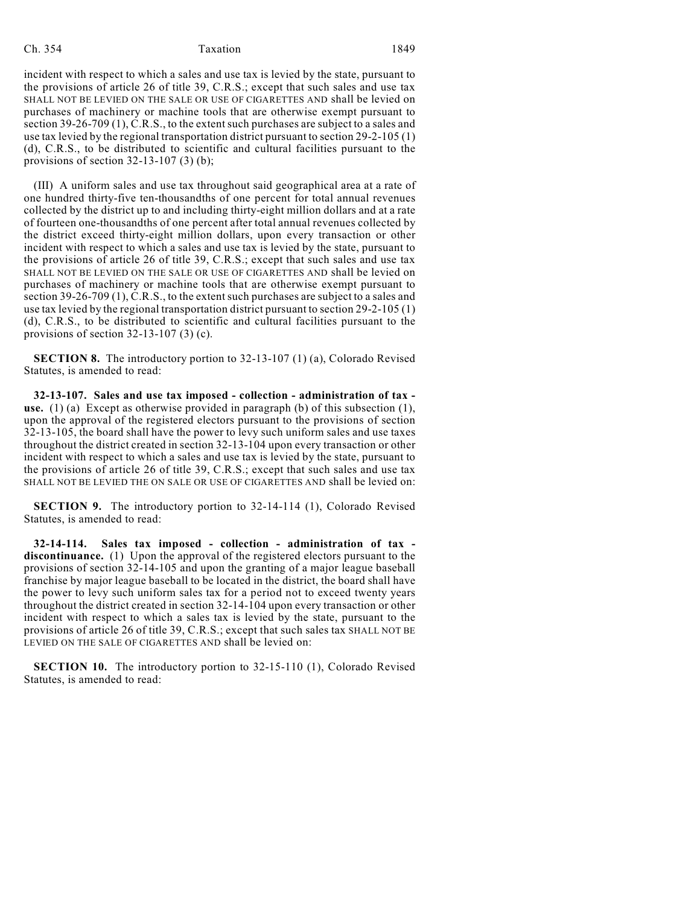incident with respect to which a sales and use tax is levied by the state, pursuant to the provisions of article 26 of title 39, C.R.S.; except that such sales and use tax SHALL NOT BE LEVIED ON THE SALE OR USE OF CIGARETTES AND shall be levied on purchases of machinery or machine tools that are otherwise exempt pursuant to section 39-26-709 (1), C.R.S., to the extent such purchases are subject to a sales and use tax levied by the regional transportation district pursuant to section 29-2-105 (1) (d), C.R.S., to be distributed to scientific and cultural facilities pursuant to the provisions of section 32-13-107 (3) (b);

(III) A uniform sales and use tax throughout said geographical area at a rate of one hundred thirty-five ten-thousandths of one percent for total annual revenues collected by the district up to and including thirty-eight million dollars and at a rate of fourteen one-thousandths of one percent after total annual revenues collected by the district exceed thirty-eight million dollars, upon every transaction or other incident with respect to which a sales and use tax is levied by the state, pursuant to the provisions of article 26 of title 39, C.R.S.; except that such sales and use tax SHALL NOT BE LEVIED ON THE SALE OR USE OF CIGARETTES AND shall be levied on purchases of machinery or machine tools that are otherwise exempt pursuant to section 39-26-709 (1), C.R.S., to the extent such purchases are subject to a sales and use tax levied by the regional transportation district pursuant to section 29-2-105 (1) (d), C.R.S., to be distributed to scientific and cultural facilities pursuant to the provisions of section 32-13-107 (3) (c).

**SECTION 8.** The introductory portion to 32-13-107 (1) (a), Colorado Revised Statutes, is amended to read:

**32-13-107. Sales and use tax imposed - collection - administration of tax - use.** (1) (a) Except as otherwise provided in paragraph (b) of this subsection (1), upon the approval of the registered electors pursuant to the provisions of section 32-13-105, the board shall have the power to levy such uniform sales and use taxes throughout the district created in section 32-13-104 upon every transaction or other incident with respect to which a sales and use tax is levied by the state, pursuant to the provisions of article 26 of title 39, C.R.S.; except that such sales and use tax SHALL NOT BE LEVIED THE ON SALE OR USE OF CIGARETTES AND shall be levied on:

**SECTION 9.** The introductory portion to 32-14-114 (1), Colorado Revised Statutes, is amended to read:

**32-14-114. Sales tax imposed - collection - administration of tax - discontinuance.** (1) Upon the approval of the registered electors pursuant to the provisions of section 32-14-105 and upon the granting of a major league baseball franchise by major league baseball to be located in the district, the board shall have the power to levy such uniform sales tax for a period not to exceed twenty years throughout the district created in section 32-14-104 upon every transaction or other incident with respect to which a sales tax is levied by the state, pursuant to the provisions of article 26 of title 39, C.R.S.; except that such sales tax SHALL NOT BE LEVIED ON THE SALE OF CIGARETTES AND shall be levied on:

**SECTION 10.** The introductory portion to 32-15-110 (1), Colorado Revised Statutes, is amended to read: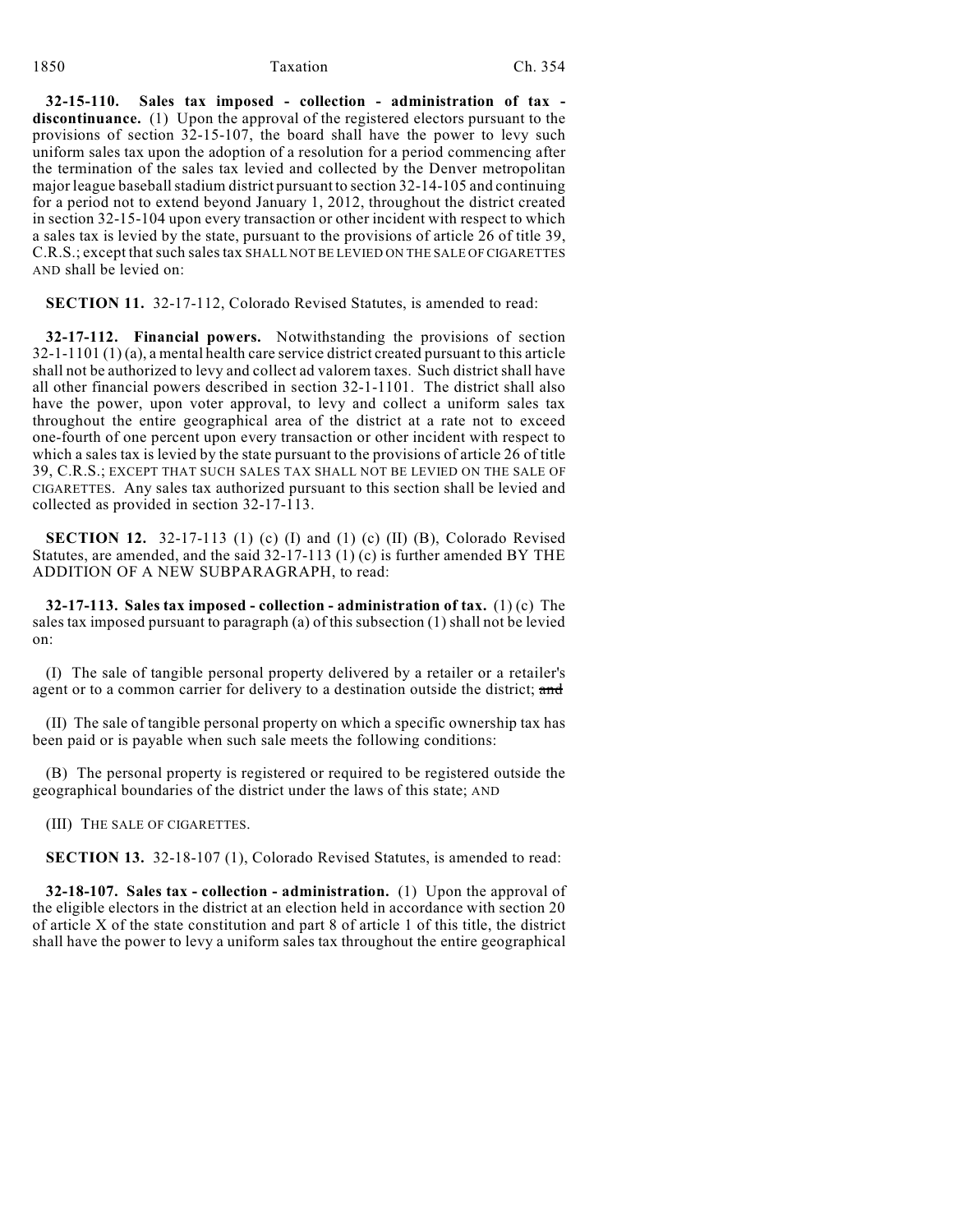**32-15-110. Sales tax imposed - collection - administration of tax - discontinuance.** (1) Upon the approval of the registered electors pursuant to the provisions of section 32-15-107, the board shall have the power to levy such uniform sales tax upon the adoption of a resolution for a period commencing after the termination of the sales tax levied and collected by the Denver metropolitan major league baseball stadium district pursuant to section 32-14-105 and continuing for a period not to extend beyond January 1, 2012, throughout the district created in section 32-15-104 upon every transaction or other incident with respect to which a sales tax is levied by the state, pursuant to the provisions of article 26 of title 39, C.R.S.; except that such sales tax SHALL NOT BE LEVIED ON THE SALE OF CIGARETTES AND shall be levied on:

**SECTION 11.** 32-17-112, Colorado Revised Statutes, is amended to read:

**32-17-112. Financial powers.** Notwithstanding the provisions of section 32-1-1101 (1) (a), a mental health care service district created pursuant to this article shall not be authorized to levy and collect ad valorem taxes. Such district shall have all other financial powers described in section 32-1-1101. The district shall also have the power, upon voter approval, to levy and collect a uniform sales tax throughout the entire geographical area of the district at a rate not to exceed one-fourth of one percent upon every transaction or other incident with respect to which a sales tax is levied by the state pursuant to the provisions of article 26 of title 39, C.R.S.; EXCEPT THAT SUCH SALES TAX SHALL NOT BE LEVIED ON THE SALE OF CIGARETTES. Any sales tax authorized pursuant to this section shall be levied and collected as provided in section 32-17-113.

**SECTION 12.** 32-17-113 (1) (c) (I) and (1) (c) (II) (B), Colorado Revised Statutes, are amended, and the said 32-17-113 (1) (c) is further amended BY THE ADDITION OF A NEW SUBPARAGRAPH, to read:

**32-17-113. Sales tax imposed - collection - administration of tax.** (1) (c) The sales tax imposed pursuant to paragraph (a) of this subsection (1) shall not be levied on:

(I) The sale of tangible personal property delivered by a retailer or a retailer's agent or to a common carrier for delivery to a destination outside the district; ~~and~~

(II) The sale of tangible personal property on which a specific ownership tax has been paid or is payable when such sale meets the following conditions:

(B) The personal property is registered or required to be registered outside the geographical boundaries of the district under the laws of this state; AND

(III) THE SALE OF CIGARETTES.

**SECTION 13.** 32-18-107 (1), Colorado Revised Statutes, is amended to read:

**32-18-107. Sales tax - collection - administration.** (1) Upon the approval of the eligible electors in the district at an election held in accordance with section 20 of article X of the state constitution and part 8 of article 1 of this title, the district shall have the power to levy a uniform sales tax throughout the entire geographical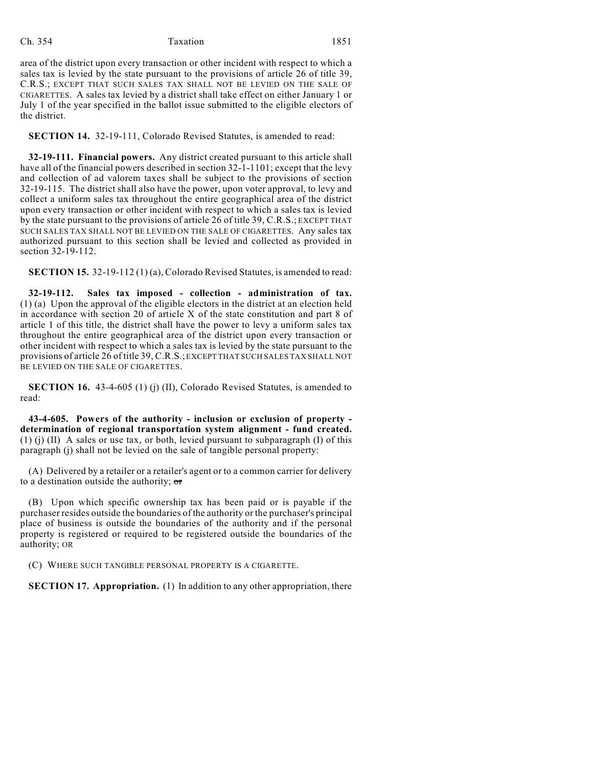area of the district upon every transaction or other incident with respect to which a sales tax is levied by the state pursuant to the provisions of article 26 of title 39, C.R.S.; EXCEPT THAT SUCH SALES TAX SHALL NOT BE LEVIED ON THE SALE OF CIGARETTES. A sales tax levied by a district shall take effect on either January 1 or July 1 of the year specified in the ballot issue submitted to the eligible electors of the district.

**SECTION 14.** 32-19-111, Colorado Revised Statutes, is amended to read:

**32-19-111. Financial powers.** Any district created pursuant to this article shall have all of the financial powers described in section 32-1-1101; except that the levy and collection of ad valorem taxes shall be subject to the provisions of section 32-19-115. The district shall also have the power, upon voter approval, to levy and collect a uniform sales tax throughout the entire geographical area of the district upon every transaction or other incident with respect to which a sales tax is levied by the state pursuant to the provisions of article 26 of title 39, C.R.S.; EXCEPT THAT SUCH SALES TAX SHALL NOT BE LEVIED ON THE SALE OF CIGARETTES. Any sales tax authorized pursuant to this section shall be levied and collected as provided in section 32-19-112.

**SECTION 15.** 32-19-112 (1) (a), Colorado Revised Statutes, is amended to read:

**32-19-112. Sales tax imposed - collection - administration of tax.** (1) (a) Upon the approval of the eligible electors in the district at an election held in accordance with section 20 of article X of the state constitution and part 8 of article 1 of this title, the district shall have the power to levy a uniform sales tax throughout the entire geographical area of the district upon every transaction or other incident with respect to which a sales tax is levied by the state pursuant to the provisions of article 26 of title 39, C.R.S.; EXCEPT THAT SUCH SALES TAX SHALL NOT BE LEVIED ON THE SALE OF CIGARETTES.

**SECTION 16.** 43-4-605 (1) (j) (II), Colorado Revised Statutes, is amended to read:

**43-4-605. Powers of the authority - inclusion or exclusion of property - determination of regional transportation system alignment - fund created.** (1) (j) (II) A sales or use tax, or both, levied pursuant to subparagraph (I) of this paragraph (j) shall not be levied on the sale of tangible personal property:

(A) Delivered by a retailer or a retailer's agent or to a common carrier for delivery to a destination outside the authority; ~~or~~

(B) Upon which specific ownership tax has been paid or is payable if the purchaser resides outside the boundaries of the authority or the purchaser's principal place of business is outside the boundaries of the authority and if the personal property is registered or required to be registered outside the boundaries of the authority; OR

(C) WHERE SUCH TANGIBLE PERSONAL PROPERTY IS A CIGARETTE.

**SECTION 17. Appropriation.** (1) In addition to any other appropriation, there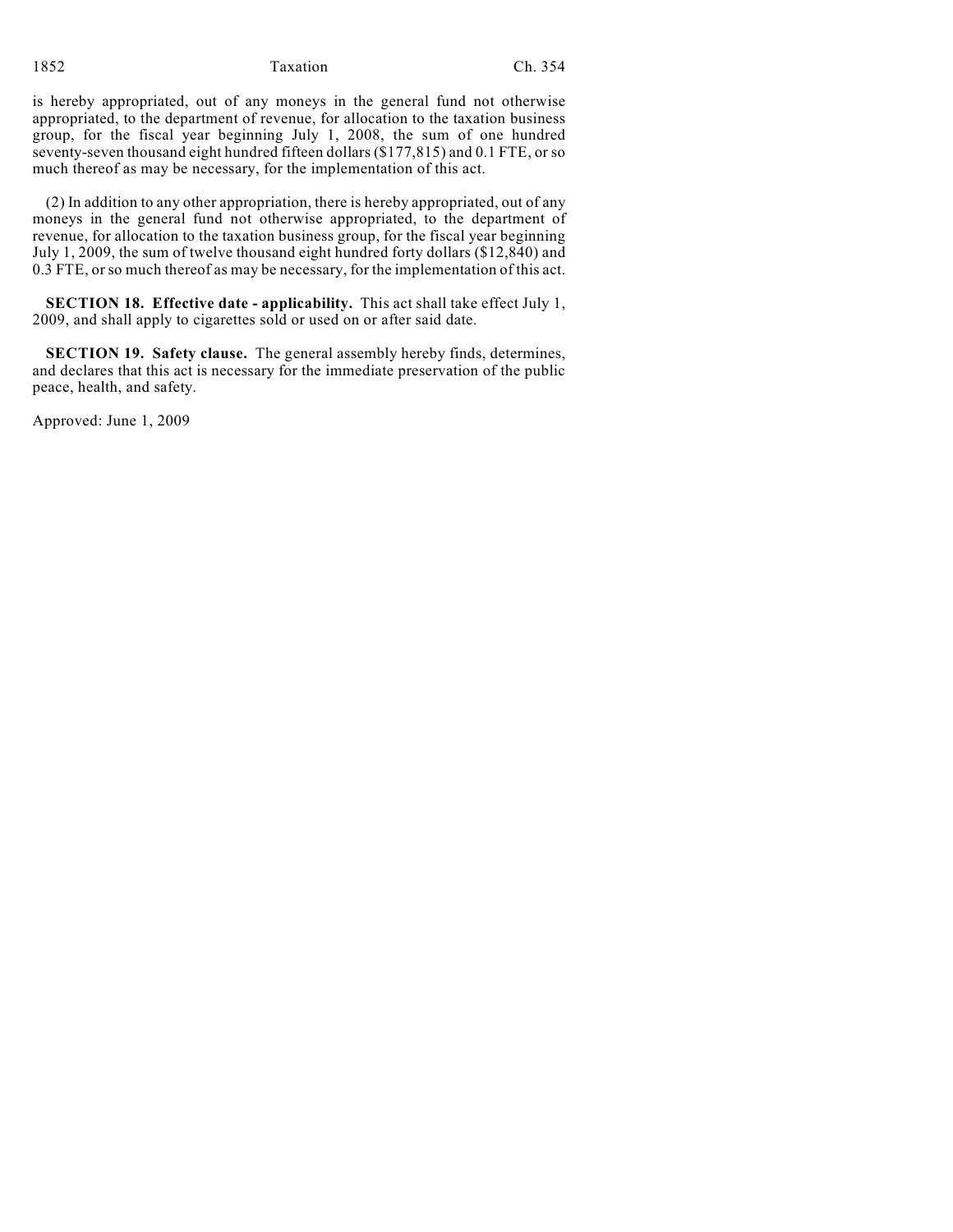is hereby appropriated, out of any moneys in the general fund not otherwise appropriated, to the department of revenue, for allocation to the taxation business group, for the fiscal year beginning July 1, 2008, the sum of one hundred seventy-seven thousand eight hundred fifteen dollars ($177,815) and 0.1 FTE, or so much thereof as may be necessary, for the implementation of this act.

(2) In addition to any other appropriation, there is hereby appropriated, out of any moneys in the general fund not otherwise appropriated, to the department of revenue, for allocation to the taxation business group, for the fiscal year beginning July 1, 2009, the sum of twelve thousand eight hundred forty dollars ($12,840) and 0.3 FTE, or so much thereof as may be necessary, for the implementation of this act.

**SECTION 18. Effective date - applicability.** This act shall take effect July 1, 2009, and shall apply to cigarettes sold or used on or after said date.

**SECTION 19. Safety clause.** The general assembly hereby finds, determines, and declares that this act is necessary for the immediate preservation of the public peace, health, and safety.

Approved: June 1, 2009